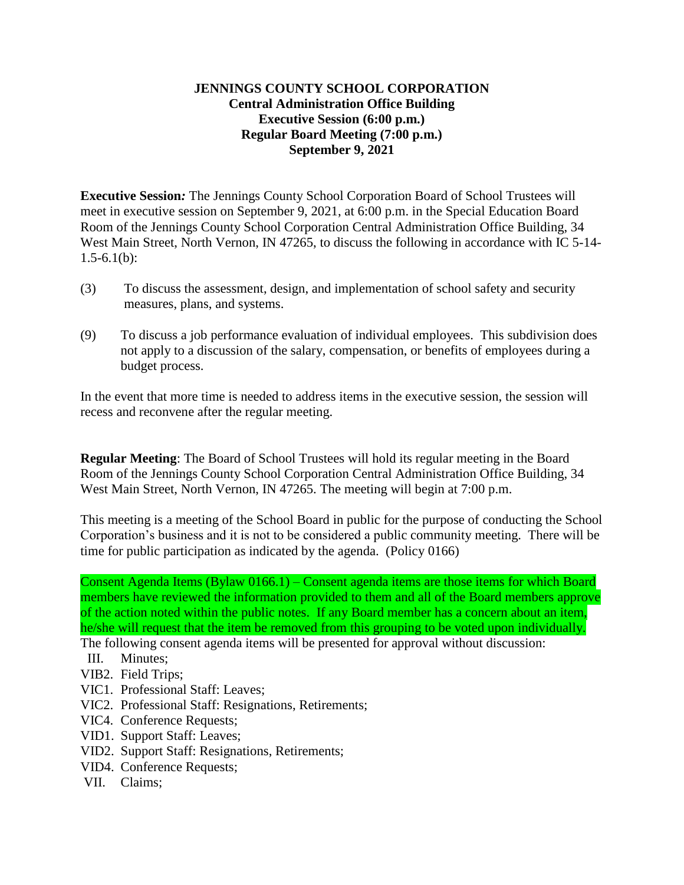**JENNINGS COUNTY SCHOOL CORPORATION**
**Central Administration Office Building**
**Executive Session (6:00 p.m.)**
**Regular Board Meeting (7:00 p.m.)**
**September 9, 2021**

**Executive Session*:*** The Jennings County School Corporation Board of School Trustees will meet in executive session on September 9, 2021, at 6:00 p.m. in the Special Education Board Room of the Jennings County School Corporation Central Administration Office Building, 34 West Main Street, North Vernon, IN 47265, to discuss the following in accordance with IC 5-14-1.5-6.1(b):

(3) To discuss the assessment, design, and implementation of school safety and security measures, plans, and systems.

(9) To discuss a job performance evaluation of individual employees. This subdivision does not apply to a discussion of the salary, compensation, or benefits of employees during a budget process.

In the event that more time is needed to address items in the executive session, the session will recess and reconvene after the regular meeting.

**Regular Meeting**: The Board of School Trustees will hold its regular meeting in the Board Room of the Jennings County School Corporation Central Administration Office Building, 34 West Main Street, North Vernon, IN 47265. The meeting will begin at 7:00 p.m.

This meeting is a meeting of the School Board in public for the purpose of conducting the School Corporation's business and it is not to be considered a public community meeting. There will be time for public participation as indicated by the agenda. (Policy 0166)

Consent Agenda Items (Bylaw 0166.1) – Consent agenda items are those items for which Board members have reviewed the information provided to them and all of the Board members approve of the action noted within the public notes. If any Board member has a concern about an item, he/she will request that the item be removed from this grouping to be voted upon individually. The following consent agenda items will be presented for approval without discussion:

- III. Minutes;
- VIB2. Field Trips;
- VIC1. Professional Staff: Leaves;
- VIC2. Professional Staff: Resignations, Retirements;
- VIC4. Conference Requests;
- VID1. Support Staff: Leaves;
- VID2. Support Staff: Resignations, Retirements;
- VID4. Conference Requests;
- VII. Claims;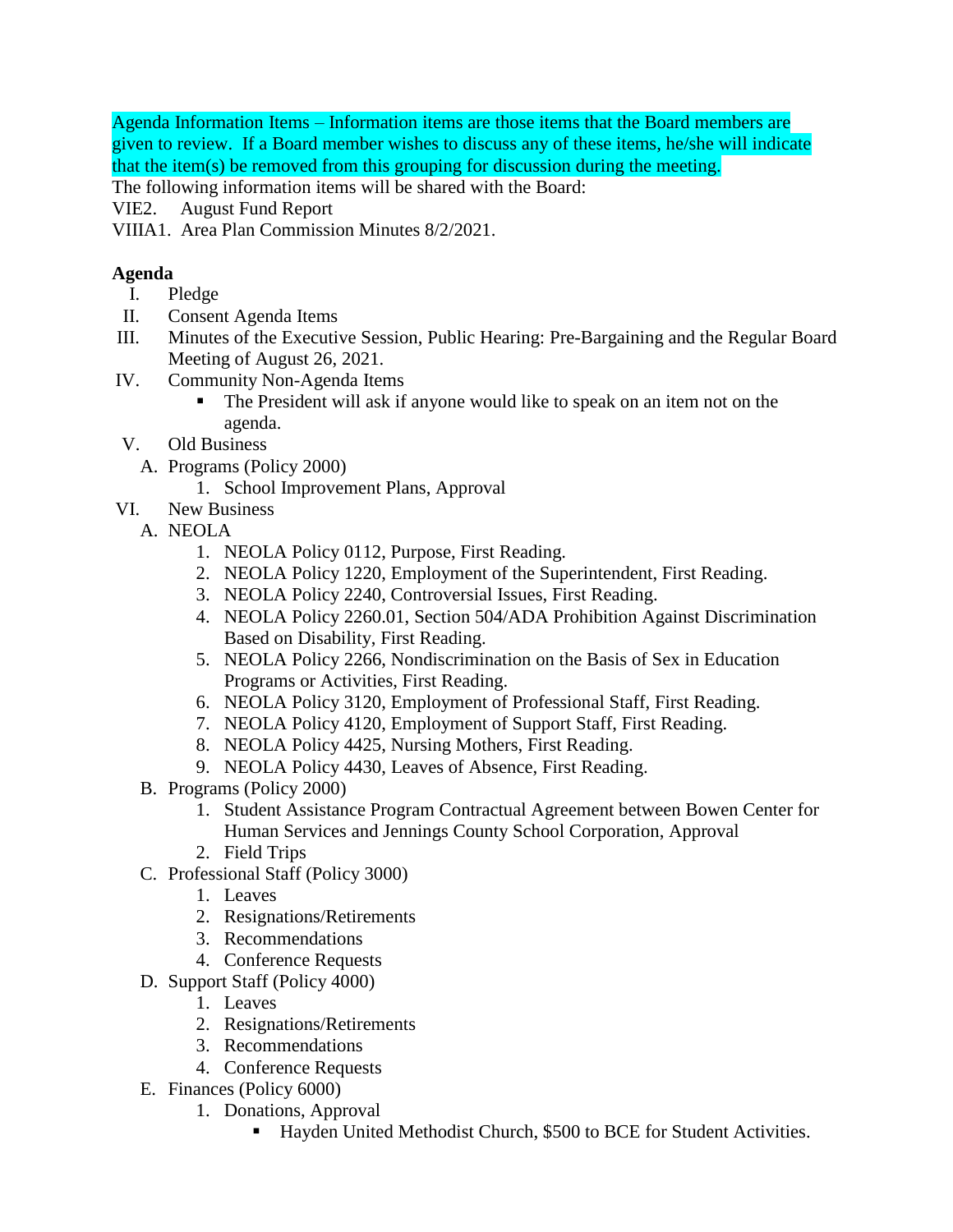Agenda Information Items – Information items are those items that the Board members are given to review. If a Board member wishes to discuss any of these items, he/she will indicate that the item(s) be removed from this grouping for discussion during the meeting.

The following information items will be shared with the Board:

VIE2. August Fund Report

VIIIA1. Area Plan Commission Minutes 8/2/2021.

**Agenda**

I. Pledge

II. Consent Agenda Items

III. Minutes of the Executive Session, Public Hearing: Pre-Bargaining and the Regular Board Meeting of August 26, 2021.

IV. Community Non-Agenda Items
- The President will ask if anyone would like to speak on an item not on the agenda.

V. Old Business
   - A. Programs (Policy 2000)
     1. School Improvement Plans, Approval

VI. New Business
   - A. NEOLA
     1. NEOLA Policy 0112, Purpose, First Reading.
     2. NEOLA Policy 1220, Employment of the Superintendent, First Reading.
     3. NEOLA Policy 2240, Controversial Issues, First Reading.
     4. NEOLA Policy 2260.01, Section 504/ADA Prohibition Against Discrimination Based on Disability, First Reading.
     5. NEOLA Policy 2266, Nondiscrimination on the Basis of Sex in Education Programs or Activities, First Reading.
     6. NEOLA Policy 3120, Employment of Professional Staff, First Reading.
     7. NEOLA Policy 4120, Employment of Support Staff, First Reading.
     8. NEOLA Policy 4425, Nursing Mothers, First Reading.
     9. NEOLA Policy 4430, Leaves of Absence, First Reading.
   - B. Programs (Policy 2000)
     1. Student Assistance Program Contractual Agreement between Bowen Center for Human Services and Jennings County School Corporation, Approval
     2. Field Trips
   - C. Professional Staff (Policy 3000)
     1. Leaves
     2. Resignations/Retirements
     3. Recommendations
     4. Conference Requests
   - D. Support Staff (Policy 4000)
     1. Leaves
     2. Resignations/Retirements
     3. Recommendations
     4. Conference Requests
   - E. Finances (Policy 6000)
     1. Donations, Approval
        - Hayden United Methodist Church, $500 to BCE for Student Activities.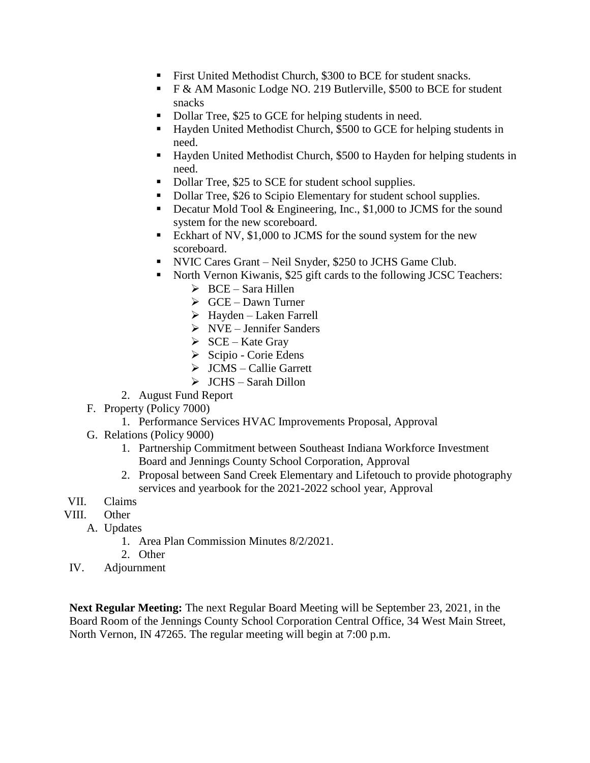- First United Methodist Church, $300 to BCE for student snacks.
- F & AM Masonic Lodge NO. 219 Butlerville, $500 to BCE for student snacks
- Dollar Tree, $25 to GCE for helping students in need.
- Hayden United Methodist Church, $500 to GCE for helping students in need.
- Hayden United Methodist Church, $500 to Hayden for helping students in need.
- Dollar Tree, $25 to SCE for student school supplies.
- Dollar Tree, $26 to Scipio Elementary for student school supplies.
- Decatur Mold Tool & Engineering, Inc., $1,000 to JCMS for the sound system for the new scoreboard.
- Eckhart of NV, $1,000 to JCMS for the sound system for the new scoreboard.
- NVIC Cares Grant – Neil Snyder, $250 to JCHS Game Club.
- North Vernon Kiwanis, $25 gift cards to the following JCSC Teachers:
  - BCE – Sara Hillen
  - GCE – Dawn Turner
  - Hayden – Laken Farrell
  - NVE – Jennifer Sanders
  - SCE – Kate Gray
  - Scipio - Corie Edens
  - JCMS – Callie Garrett
  - JCHS – Sarah Dillon

2. August Fund Report

F. Property (Policy 7000)
   1. Performance Services HVAC Improvements Proposal, Approval

G. Relations (Policy 9000)
   1. Partnership Commitment between Southeast Indiana Workforce Investment Board and Jennings County School Corporation, Approval
   2. Proposal between Sand Creek Elementary and Lifetouch to provide photography services and yearbook for the 2021-2022 school year, Approval

VII. Claims

VIII. Other
   A. Updates
      1. Area Plan Commission Minutes 8/2/2021.
      2. Other

IV. Adjournment

**Next Regular Meeting:** The next Regular Board Meeting will be September 23, 2021, in the Board Room of the Jennings County School Corporation Central Office, 34 West Main Street, North Vernon, IN 47265. The regular meeting will begin at 7:00 p.m.